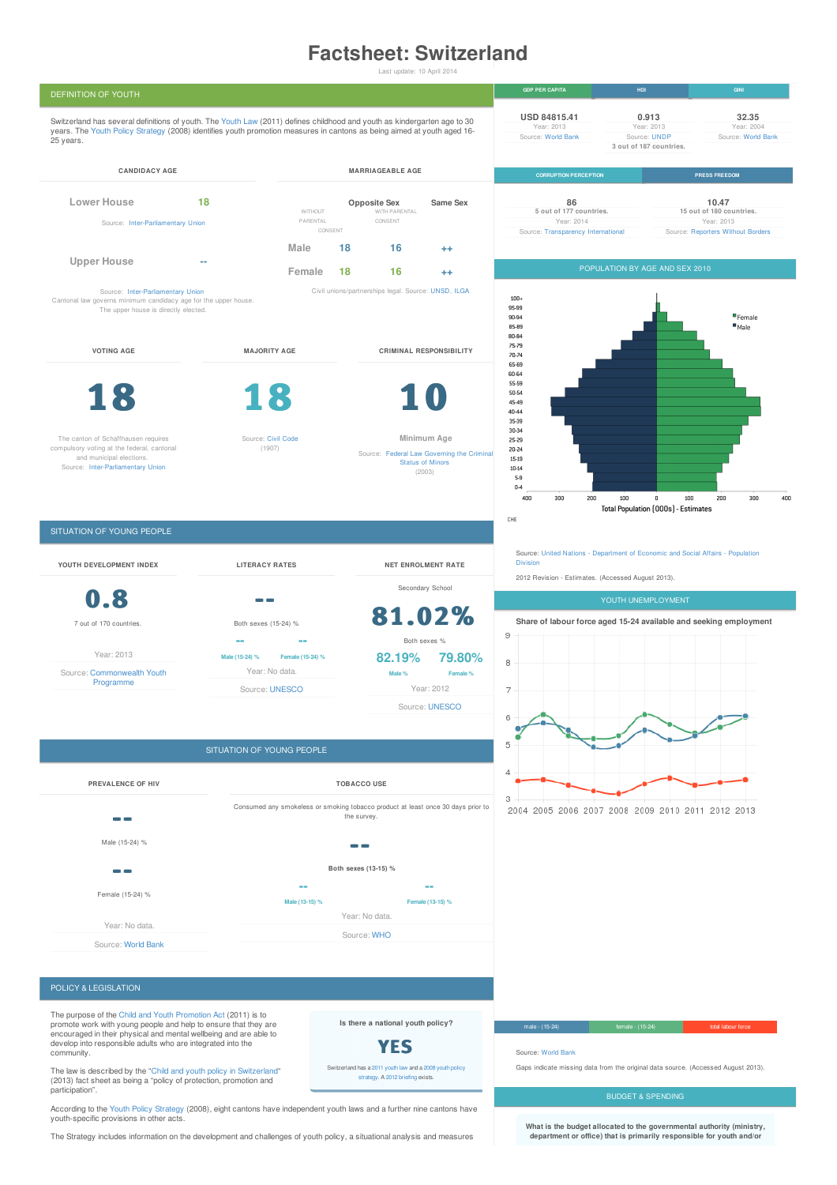# Factsheet: Switzerland

Last update: 10 April 2014

## DEFINITION OF YOUTH

Switzerland has several definitions of youth. The Youth Law (2011) defines childhood and youth as kindergarten age to 30 years. The Youth Policy Strategy (2008) identifies youth promotion measures in cantons as being aimed at youth aged 16-25 years.

### CANDIDACY AGE

| | |
|---|---|
| Lower House | 18 |
| Upper House | -- |

Source: Inter-Parliamentary Union

Source: Inter-Parliamentary Union
Cantonal law governs minimum candidacy age for the upper house. The upper house is directly elected.

### MARRIAGEABLE AGE

| | Opposite Sex WITHOUT PARENTAL CONSENT | Opposite Sex WITH PARENTAL CONSENT | Same Sex |
|---|---|---|---|
| Male | 18 | 16 | ++ |
| Female | 18 | 16 | ++ |

Civil unions/partnerships legal. Source: UNSD, ILGA

### VOTING AGE

**18**

The canton of Schaffhausen requires compulsory voting at the federal, cantonal and municipal elections.
Source: Inter-Parliamentary Union

### MAJORITY AGE

**18**

Source: Civil Code (1907)

### CRIMINAL RESPONSIBILITY

**10**

Minimum Age

Source: Federal Law Governing the Criminal Status of Minors (2003)

| GDP PER CAPITA | HDI | GINI |
|---|---|---|
| USD 84815.41 | 0.913 | 32.35 |
| Year: 2013 | Year: 2013 | Year: 2004 |
| Source: World Bank | Source: UNDP | Source: World Bank |
| | 3 out of 187 countries. | |

| CORRUPTION PERCEPTION | PRESS FREEDOM |
|---|---|
| 86 | 10.47 |
| 5 out of 177 countries. | 15 out of 180 countries. |
| Year: 2014 | Year: 2013 |
| Source: Transparency International | Source: Reporters Without Borders |

## POPULATION BY AGE AND SEX 2010

Total Population (000s) - Estimates (Female / Male; age groups 0-4 to 100+)

CHE

Source: United Nations - Department of Economic and Social Affairs - Population Division

2012 Revision - Estimates. (Accessed August 2013).

## SITUATION OF YOUNG PEOPLE

### YOUTH DEVELOPMENT INDEX

**0.8**

7 out of 170 countries.

Year: 2013

Source: Commonwealth Youth Programme

### LITERACY RATES

**--**

Both sexes (15-24) %

| -- | -- |
|---|---|
| Male (15-24) % | Female (15-24) % |

Year: No data.

Source: UNESCO

### NET ENROLMENT RATE

Secondary School

**81.02%**

Both sexes %

| 82.19% | 79.80% |
|---|---|
| Male % | Female % |

Year: 2012

Source: UNESCO

## YOUTH UNEMPLOYMENT

Share of labour force aged 15-24 available and seeking employment

male - (15-24) | female - (15-24) | total labour force

Source: World Bank

Gaps indicate missing data from the original data source. (Accessed August 2013).

## SITUATION OF YOUNG PEOPLE

### PREVALENCE OF HIV

**--**

Male (15-24) %

**--**

Female (15-24) %

Year: No data.

Source: World Bank

### TOBACCO USE

Consumed any smokeless or smoking tobacco product at least once 30 days prior to the survey.

**--**

Both sexes (13-15) %

| -- | -- |
|---|---|
| Male (13-15) % | Female (13-15) % |

Year: No data.

Source: WHO

## POLICY & LEGISLATION

The purpose of the Child and Youth Promotion Act (2011) is to promote work with young people and help to ensure that they are encouraged in their physical and mental wellbeing and are able to develop into responsible adults who are integrated into the community.

The law is described by the "Child and youth policy in Switzerland" (2013) fact sheet as being a "policy of protection, promotion and participation".

**Is there a national youth policy?**

**YES**

Switzerland has a 2011 youth law and a 2008 youth policy strategy. A 2012 briefing exists.

According to the Youth Policy Strategy (2008), eight cantons have independent youth laws and a further nine cantons have youth-starting provisions in other acts.

The Strategy includes information on the development and challenges of youth policy, a situational analysis and measures

## BUDGET & SPENDING

**What is the budget allocated to the governmental authority (ministry, department or office) that is primarily responsible for youth and/or**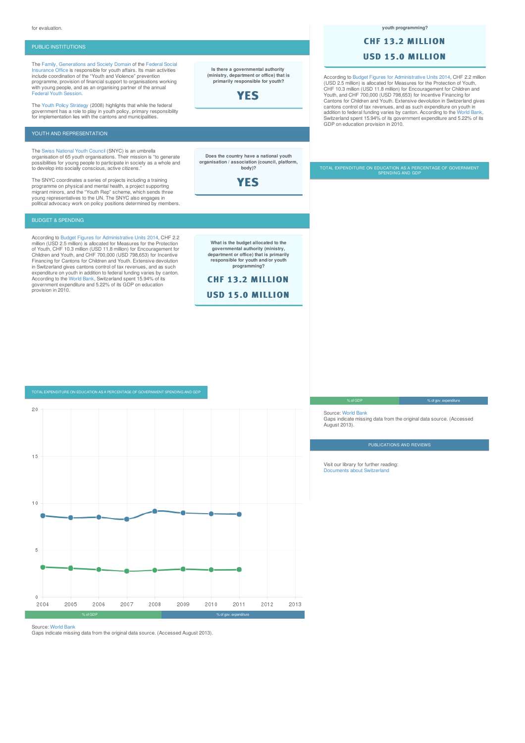for evaluation.

## PUBLIC INSTITUTIONS

The Family, Generations and Society Domain of the Federal Social Insurance Office is responsible for youth affairs. Its main activities include coordination of the "Youth and Violence" prevention programme, provision of financial support to organisations working with young people, and as an organising partner of the annual Federal Youth Session.

The Youth Policy Strategy (2008) highlights that while the federal government has a role to play in youth policy, primary responsibility for implementation lies with the cantons and municipalities.

**Is there a governmental authority (ministry, department or office) that is primarily responsible for youth?**

**YES**

## YOUTH AND REPRESENTATION

The Swiss National Youth Council (SNYC) is an umbrella organisation of 65 youth organisations. Their mission is "to generate possibilities for young people to participate in society as a whole and to develop into socially conscious, active citizens."

The SNYC coordinates a series of projects including a training programme on physical and mental health, a project supporting migrant minors, and the "Youth Rep" scheme, which sends three young representatives to the UN. The SNYC also engages in political advocacy work on policy positions determined by members.

**Does the country have a national youth organisation / association (council, platform, body)?**

**YES**

## BUDGET & SPENDING

According to Budget Figures for Administrative Units 2014, CHF 2.2 million (USD 2.5 million) is allocated for Measures for the Protection of Youth, CHF 10.3 million (USD 11.8 million) for Encouragement for Children and Youth, and CHF 700,000 (USD 798,653) for Incentive Financing for Cantons for Children and Youth. Extensive devolution in Switzerland gives cantons control of tax revenues, and as such expenditure on youth in addition to federal funding varies by canton. According to the World Bank, Switzerland spent 15.94% of its government expenditure and 5.22% of its GDP on education provision in 2010.

**What is the budget allocated to the governmental authority (ministry, department or office) that is primarily responsible for youth and/or youth programming?**

**CHF 13.2 MILLION**

**USD 15.0 MILLION**

### TOTAL EXPENDITURE ON EDUCATION AS A PERCENTAGE OF GOVERNMENT SPENDING AND GDP

20
15
10
5
0
2004 2005 2006 2007 2008 2009 2010 2011 2012 2013

% of GDP | % of gov. expenditure

Source: World Bank
Gaps indicate missing data from the original data source. (Accessed August 2013).

## PUBLICATIONS AND REVIEWS

Visit our library for further reading:
Documents about Switzerland